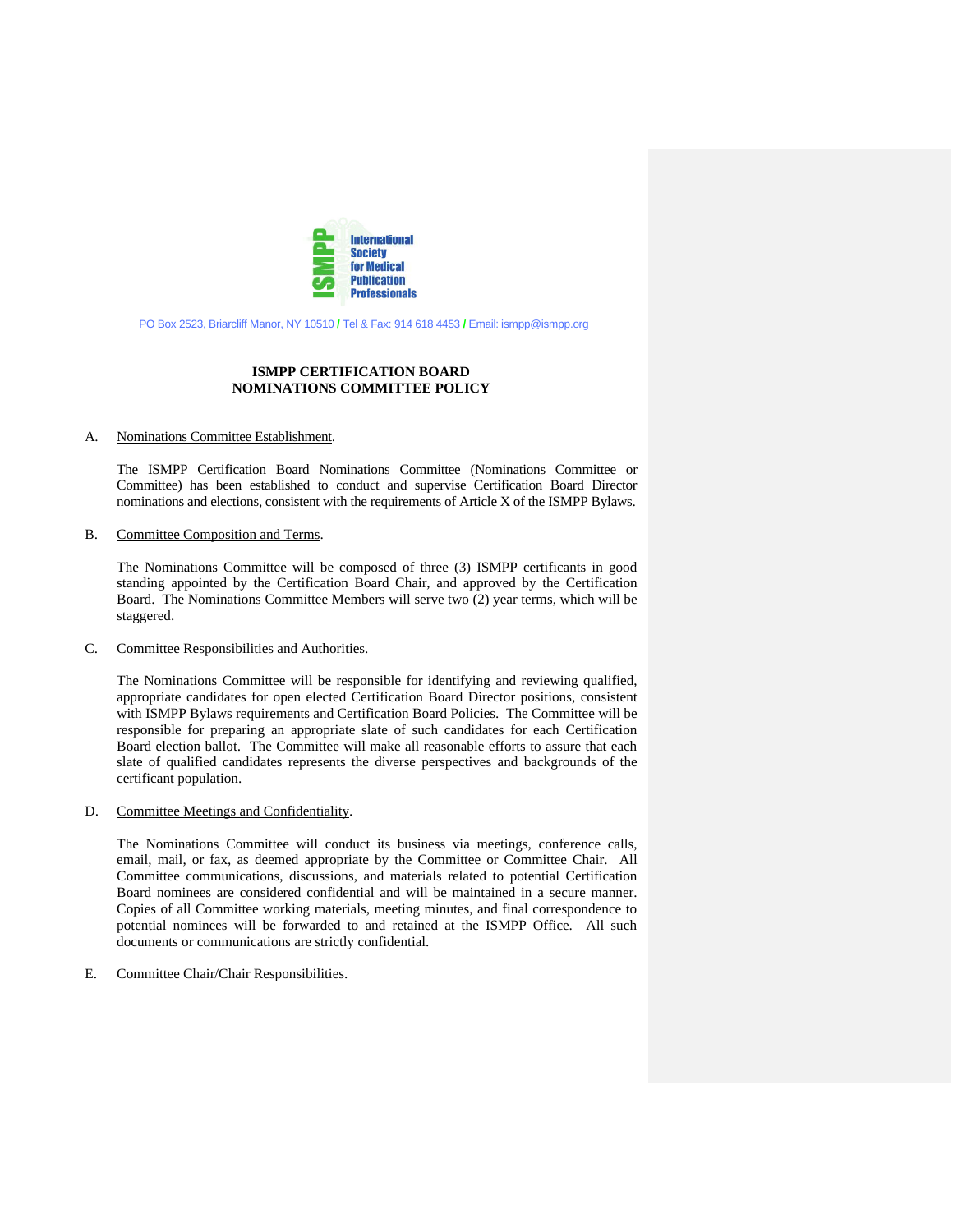International Society for Medical Publication Professionals

PO Box 2523, Briarcliff Manor, NY 10510 / Tel & Fax: 914 618 4453 / Email: ismpp@ismpp.org

# ISMPP CERTIFICATION BOARD NOMINATIONS COMMITTEE POLICY

A. Nominations Committee Establishment.

The ISMPP Certification Board Nominations Committee (Nominations Committee or Committee) has been established to conduct and supervise Certification Board Director nominations and elections, consistent with the requirements of Article X of the ISMPP Bylaws.

B. Committee Composition and Terms.

The Nominations Committee will be composed of three (3) ISMPP certificants in good standing appointed by the Certification Board Chair, and approved by the Certification Board. The Nominations Committee Members will serve two (2) year terms, which will be staggered.

C. Committee Responsibilities and Authorities.

The Nominations Committee will be responsible for identifying and reviewing qualified, appropriate candidates for open elected Certification Board Director positions, consistent with ISMPP Bylaws requirements and Certification Board Policies. The Committee will be responsible for preparing an appropriate slate of such candidates for each Certification Board election ballot. The Committee will make all reasonable efforts to assure that each slate of qualified candidates represents the diverse perspectives and backgrounds of the certificant population.

D. Committee Meetings and Confidentiality.

The Nominations Committee will conduct its business via meetings, conference calls, email, mail, or fax, as deemed appropriate by the Committee or Committee Chair. All Committee communications, discussions, and materials related to potential Certification Board nominees are considered confidential and will be maintained in a secure manner. Copies of all Committee working materials, meeting minutes, and final correspondence to potential nominees will be forwarded to and retained at the ISMPP Office. All such documents or communications are strictly confidential.

E. Committee Chair/Chair Responsibilities.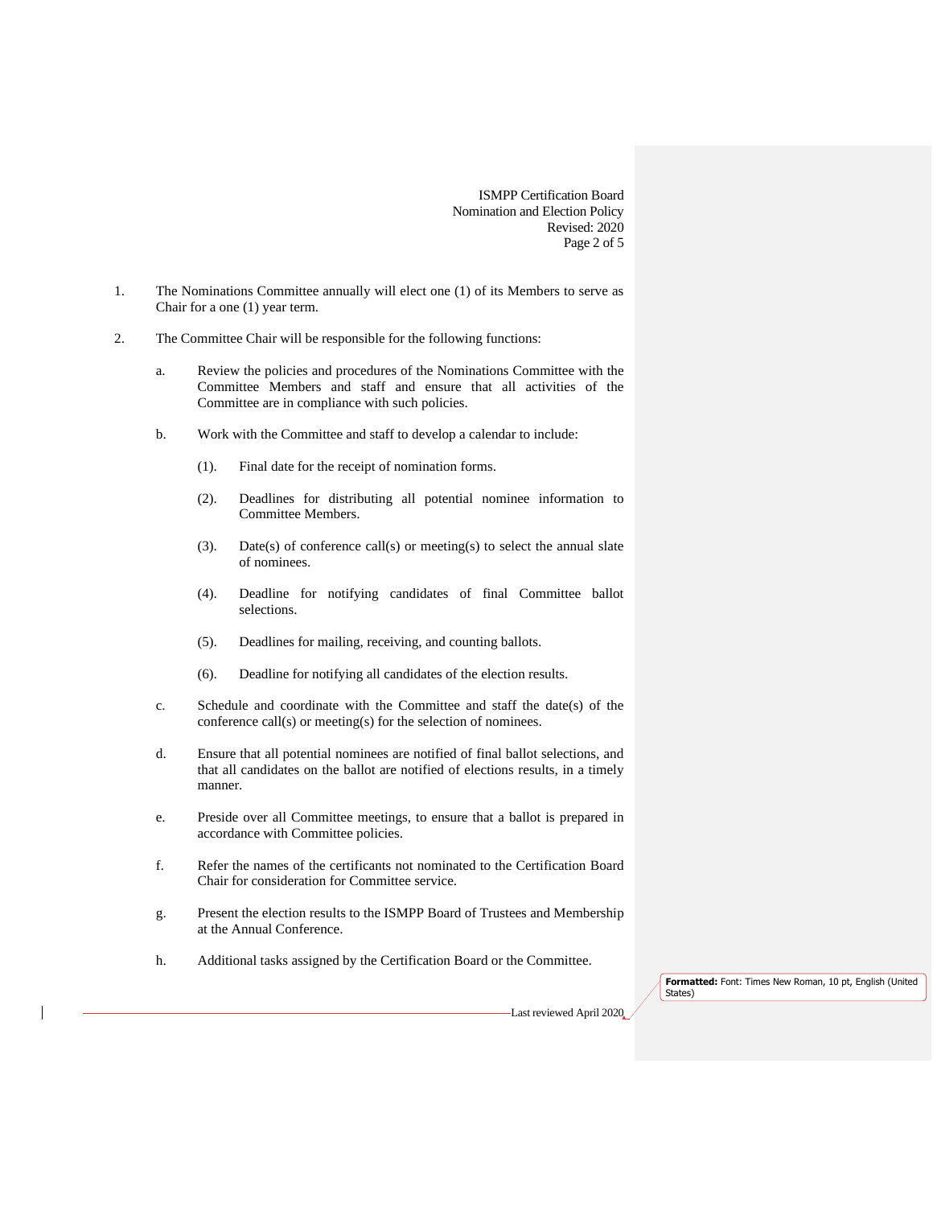1. The Nominations Committee annually will elect one (1) of its Members to serve as Chair for a one (1) year term.

2. The Committee Chair will be responsible for the following functions:

   a. Review the policies and procedures of the Nominations Committee with the Committee Members and staff and ensure that all activities of the Committee are in compliance with such policies.

   b. Work with the Committee and staff to develop a calendar to include:

      (1). Final date for the receipt of nomination forms.

      (2). Deadlines for distributing all potential nominee information to Committee Members.

      (3). Date(s) of conference call(s) or meeting(s) to select the annual slate of nominees.

      (4). Deadline for notifying candidates of final Committee ballot selections.

      (5). Deadlines for mailing, receiving, and counting ballots.

      (6). Deadline for notifying all candidates of the election results.

   c. Schedule and coordinate with the Committee and staff the date(s) of the conference call(s) or meeting(s) for the selection of nominees.

   d. Ensure that all potential nominees are notified of final ballot selections, and that all candidates on the ballot are notified of elections results, in a timely manner.

   e. Preside over all Committee meetings, to ensure that a ballot is prepared in accordance with Committee policies.

   f. Refer the names of the certificants not nominated to the Certification Board Chair for consideration for Committee service.

   g. Present the election results to the ISMPP Board of Trustees and Membership at the Annual Conference.

   h. Additional tasks assigned by the Certification Board or the Committee.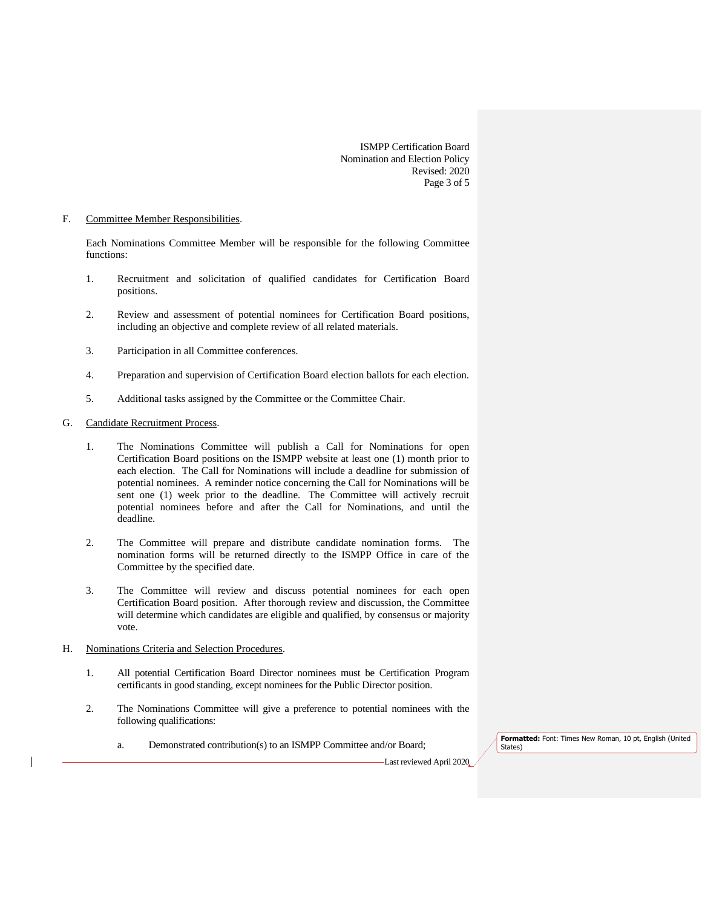F. Committee Member Responsibilities.

Each Nominations Committee Member will be responsible for the following Committee functions:

1. Recruitment and solicitation of qualified candidates for Certification Board positions.

2. Review and assessment of potential nominees for Certification Board positions, including an objective and complete review of all related materials.

3. Participation in all Committee conferences.

4. Preparation and supervision of Certification Board election ballots for each election.

5. Additional tasks assigned by the Committee or the Committee Chair.

G. Candidate Recruitment Process.

1. The Nominations Committee will publish a Call for Nominations for open Certification Board positions on the ISMPP website at least one (1) month prior to each election. The Call for Nominations will include a deadline for submission of potential nominees. A reminder notice concerning the Call for Nominations will be sent one (1) week prior to the deadline. The Committee will actively recruit potential nominees before and after the Call for Nominations, and until the deadline.

2. The Committee will prepare and distribute candidate nomination forms. The nomination forms will be returned directly to the ISMPP Office in care of the Committee by the specified date.

3. The Committee will review and discuss potential nominees for each open Certification Board position. After thorough review and discussion, the Committee will determine which candidates are eligible and qualified, by consensus or majority vote.

H. Nominations Criteria and Selection Procedures.

1. All potential Certification Board Director nominees must be Certification Program certificants in good standing, except nominees for the Public Director position.

2. The Nominations Committee will give a preference to potential nominees with the following qualifications:

   a. Demonstrated contribution(s) to an ISMPP Committee and/or Board;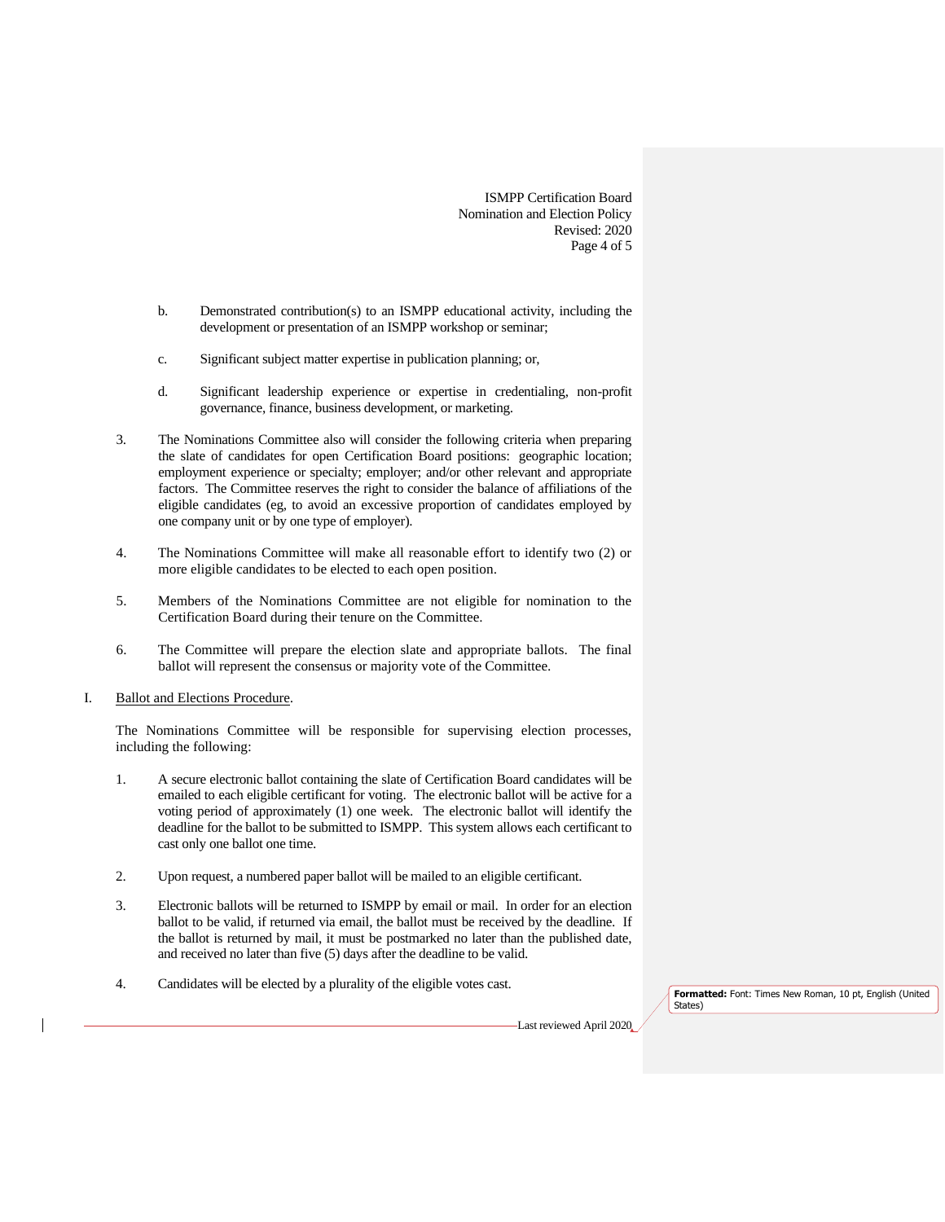b. Demonstrated contribution(s) to an ISMPP educational activity, including the development or presentation of an ISMPP workshop or seminar;

c. Significant subject matter expertise in publication planning; or,

d. Significant leadership experience or expertise in credentialing, non-profit governance, finance, business development, or marketing.

3. The Nominations Committee also will consider the following criteria when preparing the slate of candidates for open Certification Board positions: geographic location; employment experience or specialty; employer; and/or other relevant and appropriate factors. The Committee reserves the right to consider the balance of affiliations of the eligible candidates (eg, to avoid an excessive proportion of candidates employed by one company unit or by one type of employer).

4. The Nominations Committee will make all reasonable effort to identify two (2) or more eligible candidates to be elected to each open position.

5. Members of the Nominations Committee are not eligible for nomination to the Certification Board during their tenure on the Committee.

6. The Committee will prepare the election slate and appropriate ballots. The final ballot will represent the consensus or majority vote of the Committee.

I. <u>Ballot and Elections Procedure</u>.

The Nominations Committee will be responsible for supervising election processes, including the following:

1. A secure electronic ballot containing the slate of Certification Board candidates will be emailed to each eligible certificant for voting. The electronic ballot will be active for a voting period of approximately (1) one week. The electronic ballot will identify the deadline for the ballot to be submitted to ISMPP. This system allows each certificant to cast only one ballot one time.

2. Upon request, a numbered paper ballot will be mailed to an eligible certificant.

3. Electronic ballots will be returned to ISMPP by email or mail. In order for an election ballot to be valid, if returned via email, the ballot must be received by the deadline. If the ballot is returned by mail, it must be postmarked no later than the published date, and received no later than five (5) days after the deadline to be valid.

4. Candidates will be elected by a plurality of the eligible votes cast.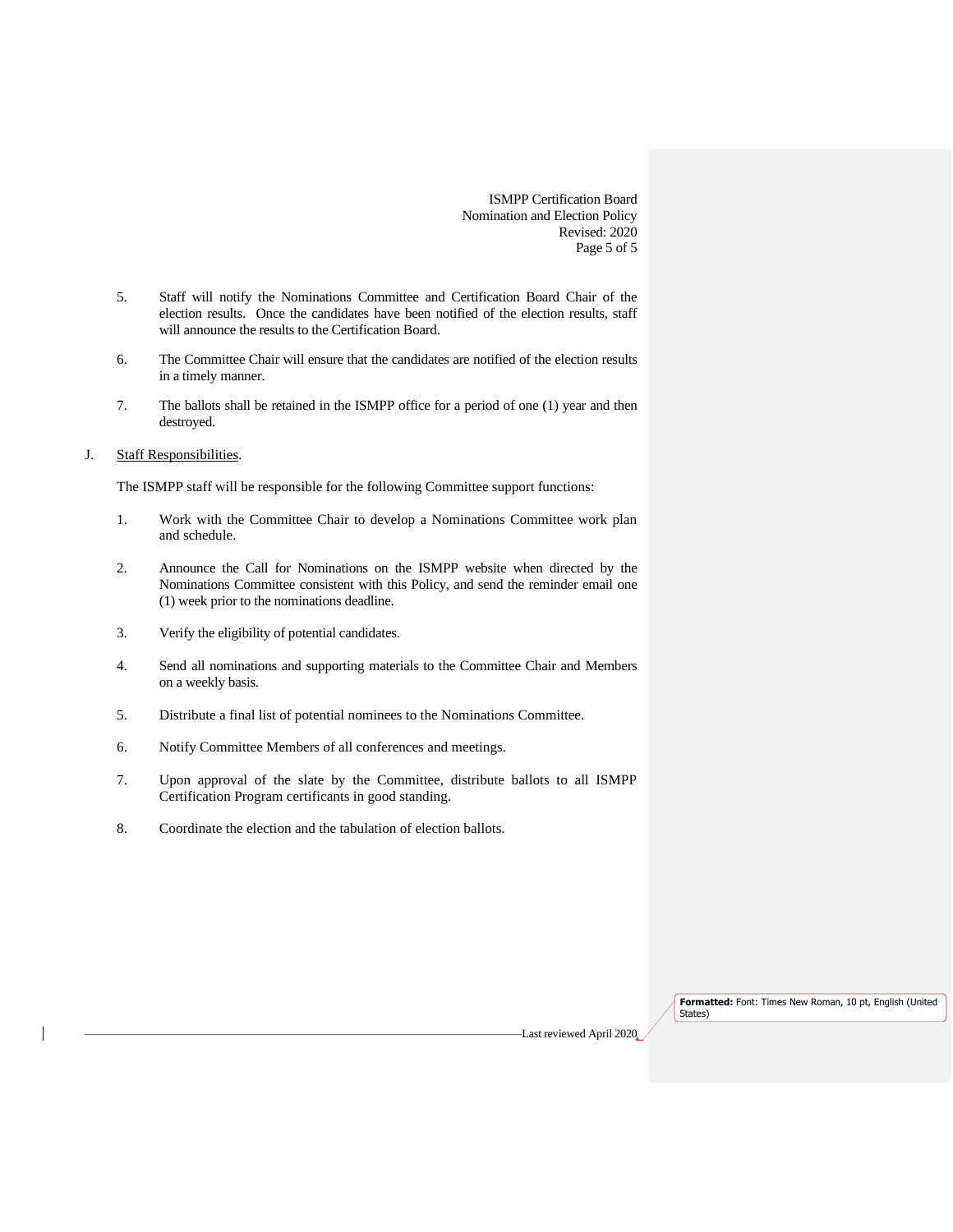5. Staff will notify the Nominations Committee and Certification Board Chair of the election results. Once the candidates have been notified of the election results, staff will announce the results to the Certification Board.

6. The Committee Chair will ensure that the candidates are notified of the election results in a timely manner.

7. The ballots shall be retained in the ISMPP office for a period of one (1) year and then destroyed.

J. Staff Responsibilities.

The ISMPP staff will be responsible for the following Committee support functions:

1. Work with the Committee Chair to develop a Nominations Committee work plan and schedule.

2. Announce the Call for Nominations on the ISMPP website when directed by the Nominations Committee consistent with this Policy, and send the reminder email one (1) week prior to the nominations deadline.

3. Verify the eligibility of potential candidates.

4. Send all nominations and supporting materials to the Committee Chair and Members on a weekly basis.

5. Distribute a final list of potential nominees to the Nominations Committee.

6. Notify Committee Members of all conferences and meetings.

7. Upon approval of the slate by the Committee, distribute ballots to all ISMPP Certification Program certificants in good standing.

8. Coordinate the election and the tabulation of election ballots.